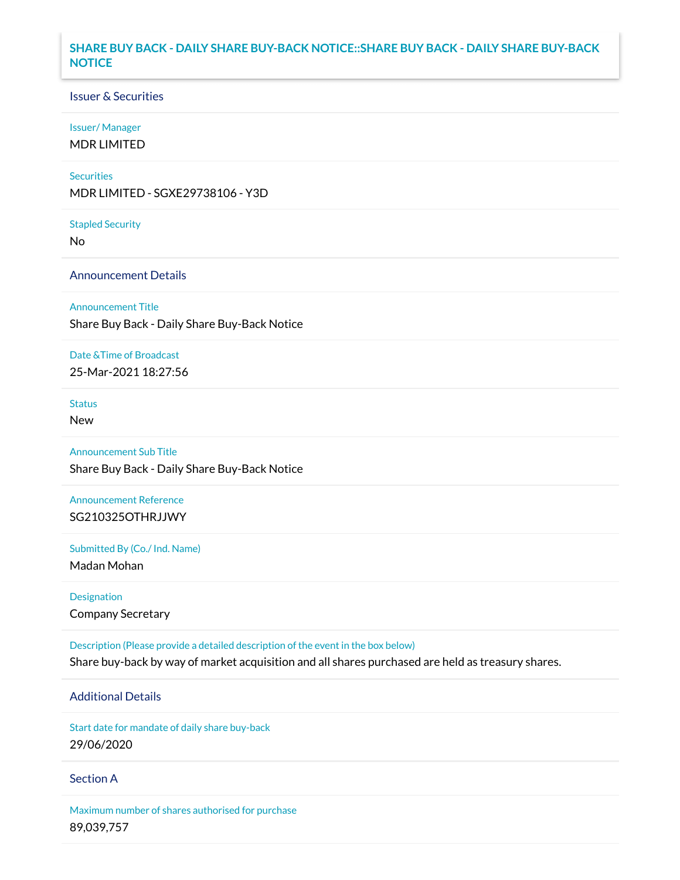# SHARE BUY BACK - DAILY SHARE BUY-BACK NOTICE::SHARE BUY BACK - DAILY SHARE BUY-BACK NOTICE

## Issuer & Securities

**Issuer/ Manager**

MDR LIMITED

**Securities**

MDR LIMITED - SGXE29738106 - Y3D

**Stapled Security**

No

## Announcement Details

**Announcement Title**

Share Buy Back - Daily Share Buy-Back Notice

**Date &Time of Broadcast**

25-Mar-2021 18:27:56

**Status**

New

**Announcement Sub Title**

Share Buy Back - Daily Share Buy-Back Notice

**Announcement Reference**

SG210325OTHRJJWY

**Submitted By (Co./ Ind. Name)**

Madan Mohan

**Designation**

Company Secretary

**Description (Please provide a detailed description of the event in the box below)**

Share buy-back by way of market acquisition and all shares purchased are held as treasury shares.

## Additional Details

**Start date for mandate of daily share buy-back**

29/06/2020

## Section A

**Maximum number of shares authorised for purchase**

89,039,757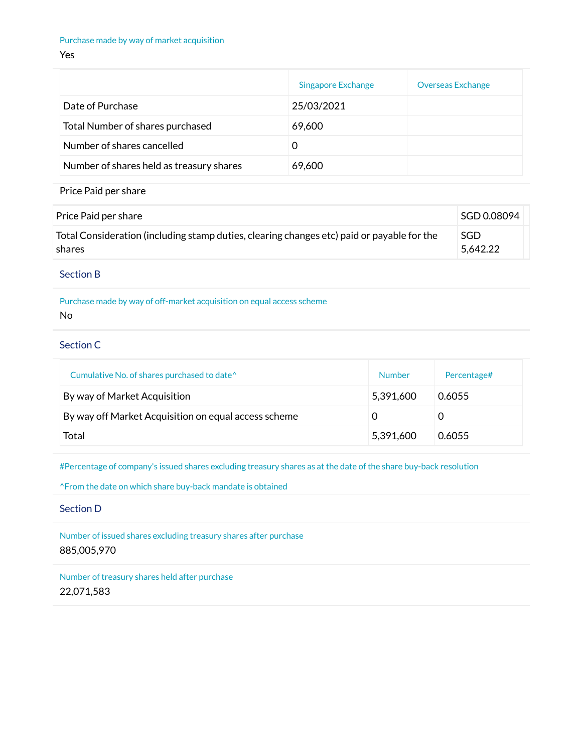Purchase made by way of market acquisition

Yes

| | Singapore Exchange | Overseas Exchange |
|---|---|---|
| Date of Purchase | 25/03/2021 | |
| Total Number of shares purchased | 69,600 | |
| Number of shares cancelled | 0 | |
| Number of shares held as treasury shares | 69,600 | |

Price Paid per share

| | |
|---|---|
| Price Paid per share | SGD 0.08094 |
| Total Consideration (including stamp duties, clearing changes etc) paid or payable for the shares | SGD 5,642.22 |

## Section B

Purchase made by way of off-market acquisition on equal access scheme

No

## Section C

| Cumulative No. of shares purchased to date^ | Number | Percentage# |
|---|---|---|
| By way of Market Acquisition | 5,391,600 | 0.6055 |
| By way off Market Acquisition on equal access scheme | 0 | 0 |
| Total | 5,391,600 | 0.6055 |

#Percentage of company's issued shares excluding treasury shares as at the date of the share buy-back resolution

^From the date on which share buy-back mandate is obtained

## Section D

Number of issued shares excluding treasury shares after purchase

885,005,970

Number of treasury shares held after purchase

22,071,583